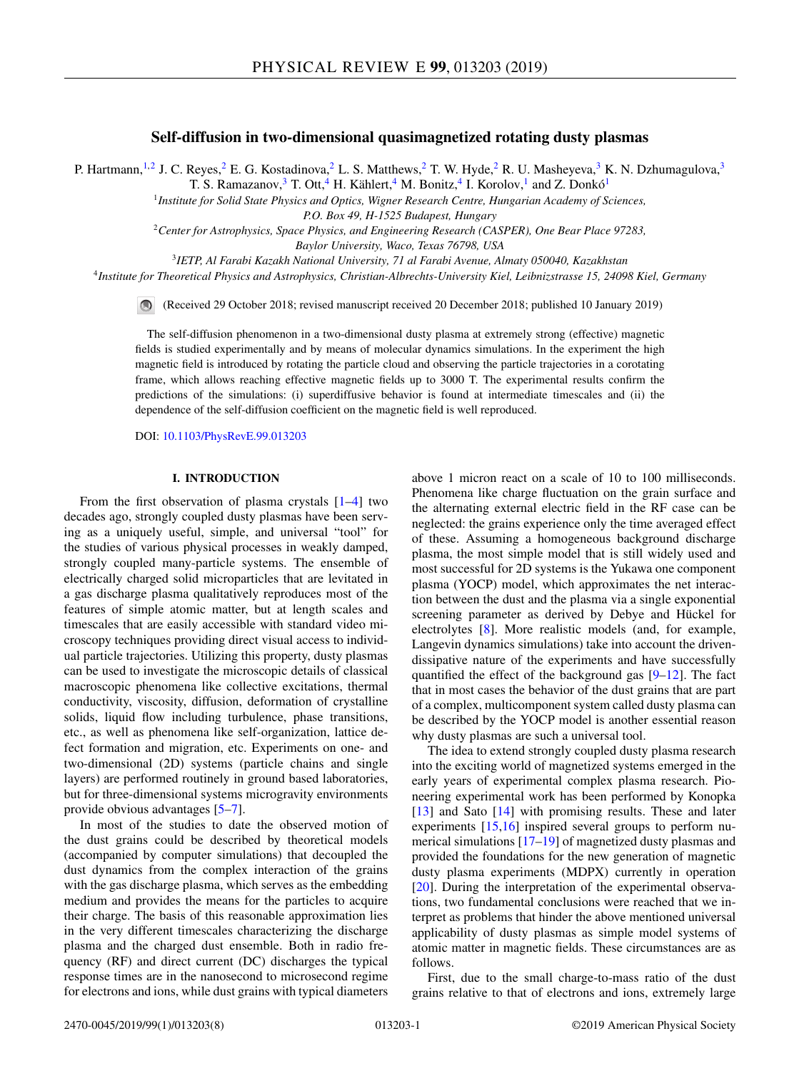# Self-diffusion in two-dimensional quasimagnetized rotating dusty plasmas

P. Hartmann,[1,2] J. C. Reyes,[2] E. G. Kostadinova,[2] L. S. Matthews,[2] T. W. Hyde,[2] R. U. Masheyeva,[3] K. N. Dzhumagulova,[3] T. S. Ramazanov,[3] T. Ott,[4] H. Kählert,[4] M. Bonitz,[4] I. Korolov,[1] and Z. Donkó[1]

[1]*Institute for Solid State Physics and Optics, Wigner Research Centre, Hungarian Academy of Sciences, P.O. Box 49, H-1525 Budapest, Hungary*

[2]*Center for Astrophysics, Space Physics, and Engineering Research (CASPER), One Bear Place 97283, Baylor University, Waco, Texas 76798, USA*

[3]*IETP, Al Farabi Kazakh National University, 71 al Farabi Avenue, Almaty 050040, Kazakhstan*

[4]*Institute for Theoretical Physics and Astrophysics, Christian-Albrechts-University Kiel, Leibnizstrasse 15, 24098 Kiel, Germany*

(Received 29 October 2018; revised manuscript received 20 December 2018; published 10 January 2019)

The self-diffusion phenomenon in a two-dimensional dusty plasma at extremely strong (effective) magnetic fields is studied experimentally and by means of molecular dynamics simulations. In the experiment the high magnetic field is introduced by rotating the particle cloud and observing the particle trajectories in a corotating frame, which allows reaching effective magnetic fields up to 3000 T. The experimental results confirm the predictions of the simulations: (i) superdiffusive behavior is found at intermediate timescales and (ii) the dependence of the self-diffusion coefficient on the magnetic field is well reproduced.

DOI: 10.1103/PhysRevE.99.013203

## I. INTRODUCTION

From the first observation of plasma crystals [1–4] two decades ago, strongly coupled dusty plasmas have been serving as a uniquely useful, simple, and universal "tool" for the studies of various physical processes in weakly damped, strongly coupled many-particle systems. The ensemble of electrically charged solid microparticles that are levitated in a gas discharge plasma qualitatively reproduces most of the features of simple atomic matter, but at length scales and timescales that are easily accessible with standard video microscopy techniques providing direct visual access to individual particle trajectories. Utilizing this property, dusty plasmas can be used to investigate the microscopic details of classical macroscopic phenomena like collective excitations, thermal conductivity, viscosity, diffusion, deformation of crystalline solids, liquid flow including turbulence, phase transitions, etc., as well as phenomena like self-organization, lattice defect formation and migration, etc. Experiments on one- and two-dimensional (2D) systems (particle chains and single layers) are performed routinely in ground based laboratories, but for three-dimensional systems microgravity environments provide obvious advantages [5–7].

In most of the studies to date the observed motion of the dust grains could be described by theoretical models (accompanied by computer simulations) that decoupled the dust dynamics from the complex interaction of the grains with the gas discharge plasma, which serves as the embedding medium and provides the means for the particles to acquire their charge. The basis of this reasonable approximation lies in the very different timescales characterizing the discharge plasma and the charged dust ensemble. Both in radio frequency (RF) and direct current (DC) discharges the typical response times are in the nanosecond to microsecond regime for electrons and ions, while dust grains with typical diameters above 1 micron react on a scale of 10 to 100 milliseconds. Phenomena like charge fluctuation on the grain surface and the alternating external electric field in the RF case can be neglected: the grains experience only the time averaged effect of these. Assuming a homogeneous background discharge plasma, the most simple model that is still widely used and most successful for 2D systems is the Yukawa one component plasma (YOCP) model, which approximates the net interaction between the dust and the plasma via a single exponential screening parameter as derived by Debye and Hückel for electrolytes [8]. More realistic models (and, for example, Langevin dynamics simulations) take into account the driven-dissipative nature of the experiments and have successfully quantified the effect of the background gas [9–12]. The fact that in most cases the behavior of the dust grains that are part of a complex, multicomponent system called dusty plasma can be described by the YOCP model is another essential reason why dusty plasmas are such a universal tool.

The idea to extend strongly coupled dusty plasma research into the exciting world of magnetized systems emerged in the early years of experimental complex plasma research. Pioneering experimental work has been performed by Konopka [13] and Sato [14] with promising results. These and later experiments [15,16] inspired several groups to perform numerical simulations [17–19] of magnetized dusty plasmas and provided the foundations for the new generation of magnetic dusty plasma experiments (MDPX) currently in operation [20]. During the interpretation of the experimental observations, two fundamental conclusions were reached that we interpret as problems that hinder the above mentioned universal applicability of dusty plasmas as simple model systems of atomic matter in magnetic fields. These circumstances are as follows.

First, due to the small charge-to-mass ratio of the dust grains relative to that of electrons and ions, extremely large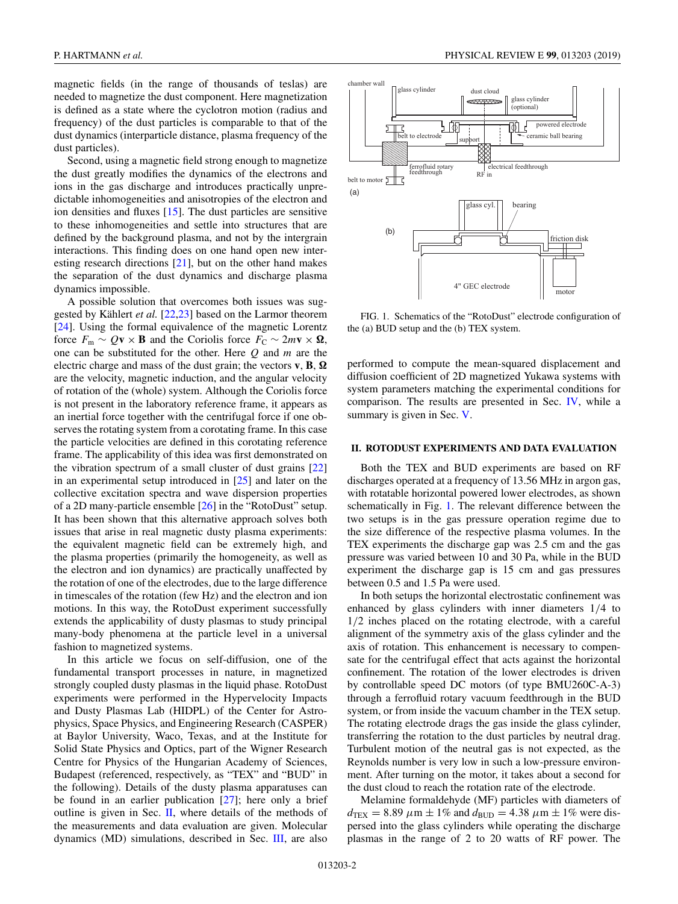magnetic fields (in the range of thousands of teslas) are needed to magnetize the dust component. Here magnetization is defined as a state where the cyclotron motion (radius and frequency) of the dust particles is comparable to that of the dust dynamics (interparticle distance, plasma frequency of the dust particles).

Second, using a magnetic field strong enough to magnetize the dust greatly modifies the dynamics of the electrons and ions in the gas discharge and introduces practically unpredictable inhomogeneities and anisotropies of the electron and ion densities and fluxes [15]. The dust particles are sensitive to these inhomogeneities and settle into structures that are defined by the background plasma, and not by the intergrain interactions. This finding does on one hand open new interesting research directions [21], but on the other hand makes the separation of the dust dynamics and discharge plasma dynamics impossible.

A possible solution that overcomes both issues was suggested by Kählert *et al.* [22,23] based on the Larmor theorem [24]. Using the formal equivalence of the magnetic Lorentz force $F_\mathrm{m} \sim Q\mathbf{v} \times \mathbf{B}$ and the Coriolis force $F_\mathrm{C} \sim 2m\mathbf{v} \times \mathbf{\Omega}$, one can be substituted for the other. Here $Q$ and $m$ are the electric charge and mass of the dust grain; the vectors $\mathbf{v}$, $\mathbf{B}$, $\mathbf{\Omega}$ are the velocity, magnetic induction, and the angular velocity of rotation of the (whole) system. Although the Coriolis force is not present in the laboratory reference frame, it appears as an inertial force together with the centrifugal force if one observes the rotating system from a corotating frame. In this case the particle velocities are defined in this corotating reference frame. The applicability of this idea was first demonstrated on the vibration spectrum of a small cluster of dust grains [22] in an experimental setup introduced in [25] and later on the collective excitation spectra and wave dispersion properties of a 2D many-particle ensemble [26] in the "RotoDust" setup. It has been shown that this alternative approach solves both issues that arise in real magnetic dusty plasma experiments: the equivalent magnetic field can be extremely high, and the plasma properties (primarily the homogeneity, as well as the electron and ion dynamics) are practically unaffected by the rotation of one of the electrodes, due to the large difference in timescales of the rotation (few Hz) and the electron and ion motions. In this way, the RotoDust experiment successfully extends the applicability of dusty plasmas to study principal many-body phenomena at the particle level in a universal fashion to magnetized systems.

In this article we focus on self-diffusion, one of the fundamental transport processes in nature, in magnetized strongly coupled dusty plasmas in the liquid phase. RotoDust experiments were performed in the Hypervelocity Impacts and Dusty Plasmas Lab (HIDPL) of the Center for Astrophysics, Space Physics, and Engineering Research (CASPER) at Baylor University, Waco, Texas, and at the Institute for Solid State Physics and Optics, part of the Wigner Research Centre for Physics of the Hungarian Academy of Sciences, Budapest (referenced, respectively, as "TEX" and "BUD" in the following). Details of the dusty plasma apparatuses can be found in an earlier publication [27]; here only a brief outline is given in Sec. II, where details of the methods of the measurements and data evaluation are given. Molecular dynamics (MD) simulations, described in Sec. III, are also performed to compute the mean-squared displacement and diffusion coefficient of 2D magnetized Yukawa systems with system parameters matching the experimental conditions for comparison. The results are presented in Sec. IV, while a summary is given in Sec. V.

FIG. 1. Schematics of the "RotoDust" electrode configuration of the (a) BUD setup and the (b) TEX system.

## II. ROTODUST EXPERIMENTS AND DATA EVALUATION

Both the TEX and BUD experiments are based on RF discharges operated at a frequency of 13.56 MHz in argon gas, with rotatable horizontal powered lower electrodes, as shown schematically in Fig. 1. The relevant difference between the two setups is in the gas pressure operation regime due to the size difference of the respective plasma volumes. In the TEX experiments the discharge gap was 2.5 cm and the gas pressure was varied between 10 and 30 Pa, while in the BUD experiment the discharge gap is 15 cm and gas pressures between 0.5 and 1.5 Pa were used.

In both setups the horizontal electrostatic confinement was enhanced by glass cylinders with inner diameters 1/4 to 1/2 inches placed on the rotating electrode, with a careful alignment of the symmetry axis of the glass cylinder and the axis of rotation. This enhancement is necessary to compensate for the centrifugal effect that acts against the horizontal confinement. The rotation of the lower electrodes is driven by controllable speed DC motors (of type BMU260C-A-3) through a ferrofluid rotary vacuum feedthrough in the BUD system, or from inside the vacuum chamber in the TEX setup. The rotating electrode drags the gas inside the glass cylinder, transferring the rotation to the dust particles by neutral drag. Turbulent motion of the neutral gas is not expected, as the Reynolds number is very low in such a low-pressure environment. After turning on the motor, it takes about a second for the dust cloud to reach the rotation rate of the electrode.

Melamine formaldehyde (MF) particles with diameters of $d_\mathrm{TEX} = 8.89\ \mu\mathrm{m} \pm 1\%$ and $d_\mathrm{BUD} = 4.38\ \mu\mathrm{m} \pm 1\%$ were dispersed into the glass cylinders while operating the discharge plasmas in the range of 2 to 20 watts of RF power. The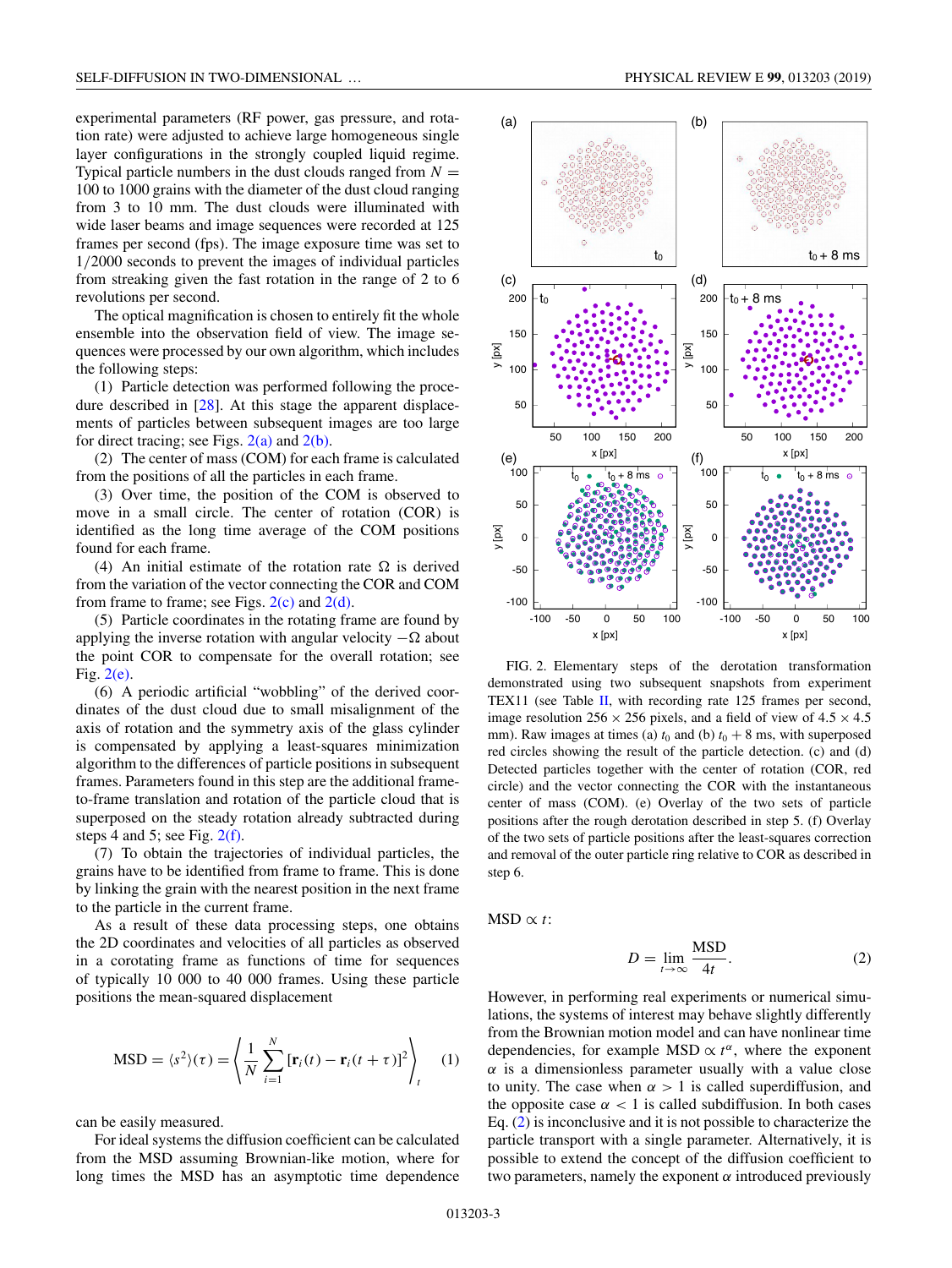experimental parameters (RF power, gas pressure, and rotation rate) were adjusted to achieve large homogeneous single layer configurations in the strongly coupled liquid regime. Typical particle numbers in the dust clouds ranged from $N = 100$ to 1000 grains with the diameter of the dust cloud ranging from 3 to 10 mm. The dust clouds were illuminated with wide laser beams and image sequences were recorded at 125 frames per second (fps). The image exposure time was set to 1/2000 seconds to prevent the images of individual particles from streaking given the fast rotation in the range of 2 to 6 revolutions per second.

The optical magnification is chosen to entirely fit the whole ensemble into the observation field of view. The image sequences were processed by our own algorithm, which includes the following steps:

(1) Particle detection was performed following the procedure described in [28]. At this stage the apparent displacements of particles between subsequent images are too large for direct tracing; see Figs. 2(a) and 2(b).

(2) The center of mass (COM) for each frame is calculated from the positions of all the particles in each frame.

(3) Over time, the position of the COM is observed to move in a small circle. The center of rotation (COR) is identified as the long time average of the COM positions found for each frame.

(4) An initial estimate of the rotation rate $\Omega$ is derived from the variation of the vector connecting the COR and COM from frame to frame; see Figs. 2(c) and 2(d).

(5) Particle coordinates in the rotating frame are found by applying the inverse rotation with angular velocity $-\Omega$ about the point COR to compensate for the overall rotation; see Fig. 2(e).

(6) A periodic artificial "wobbling" of the derived coordinates of the dust cloud due to small misalignment of the axis of rotation and the symmetry axis of the glass cylinder is compensated by applying a least-squares minimization algorithm to the differences of particle positions in subsequent frames. Parameters found in this step are the additional frame-to-frame translation and rotation of the particle cloud that is superposed on the steady rotation already subtracted during steps 4 and 5; see Fig. 2(f).

(7) To obtain the trajectories of individual particles, the grains have to be identified from frame to frame. This is done by linking the grain with the nearest position in the next frame to the particle in the current frame.

As a result of these data processing steps, one obtains the 2D coordinates and velocities of all particles as observed in a corotating frame as functions of time for sequences of typically 10 000 to 40 000 frames. Using these particle positions the mean-squared displacement

$$\text{MSD} = \langle s^2 \rangle(\tau) = \left\langle \frac{1}{N} \sum_{i=1}^{N} [\mathbf{r}_i(t) - \mathbf{r}_i(t+\tau)]^2 \right\rangle_t \quad (1)$$

can be easily measured.

For ideal systems the diffusion coefficient can be calculated from the MSD assuming Brownian-like motion, where for long times the MSD has an asymptotic time dependence MSD $\propto t$:

$$D = \lim_{t \to \infty} \frac{\text{MSD}}{4t}. \quad (2)$$

However, in performing real experiments or numerical simulations, the systems of interest may behave slightly differently from the Brownian motion model and can have nonlinear time dependencies, for example MSD $\propto t^{\alpha}$, where the exponent $\alpha$ is a dimensionless parameter usually with a value close to unity. The case when $\alpha > 1$ is called superdiffusion, and the opposite case $\alpha < 1$ is called subdiffusion. In both cases Eq. (2) is inconclusive and it is not possible to characterize the particle transport with a single parameter. Alternatively, it is possible to extend the concept of the diffusion coefficient to two parameters, namely the exponent $\alpha$ introduced previously

FIG. 2. Elementary steps of the derotation transformation demonstrated using two subsequent snapshots from experiment TEX11 (see Table II, with recording rate 125 frames per second, image resolution 256 × 256 pixels, and a field of view of 4.5 × 4.5 mm). Raw images at times (a) $t_0$ and (b) $t_0 + 8$ ms, with superposed red circles showing the result of the particle detection. (c) and (d) Detected particles together with the center of rotation (COR, red circle) and the vector connecting the COR with the instantaneous center of mass (COM). (e) Overlay of the two sets of particle positions after the rough derotation described in step 5. (f) Overlay of the two sets of particle positions after the least-squares correction and removal of the outer particle ring relative to COR as described in step 6.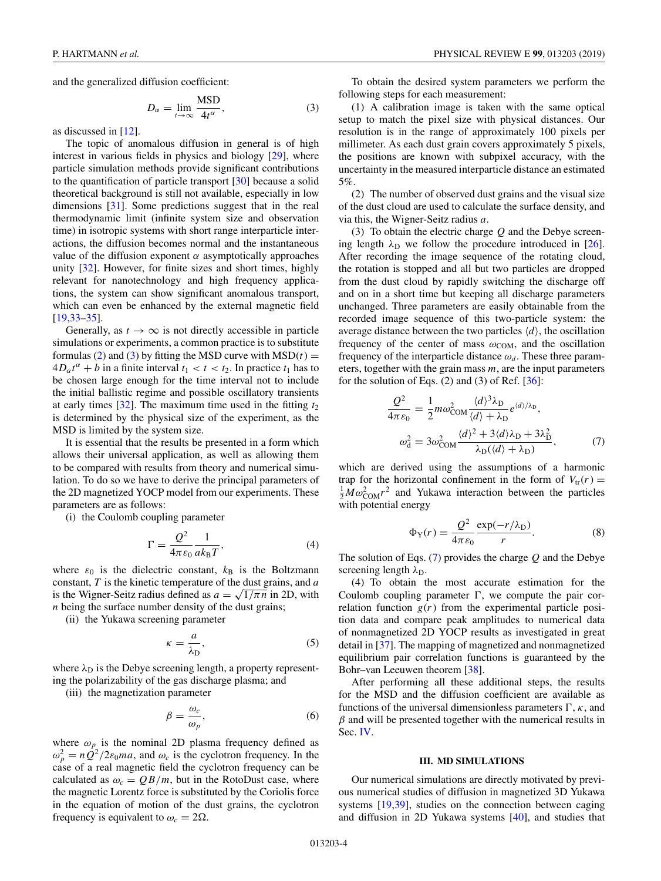and the generalized diffusion coefficient:

$$D_\alpha = \lim_{t\to\infty} \frac{\text{MSD}}{4t^\alpha}, \tag{3}$$

as discussed in [12].

The topic of anomalous diffusion in general is of high interest in various fields in physics and biology [29], where particle simulation methods provide significant contributions to the quantification of particle transport [30] because a solid theoretical background is still not available, especially in low dimensions [31]. Some predictions suggest that in the real thermodynamic limit (infinite system size and observation time) in isotropic systems with short range interparticle interactions, the diffusion becomes normal and the instantaneous value of the diffusion exponent $\alpha$ asymptotically approaches unity [32]. However, for finite sizes and short times, highly relevant for nanotechnology and high frequency applications, the system can show significant anomalous transport, which can even be enhanced by the external magnetic field [19,33–35].

Generally, as $t \to \infty$ is not directly accessible in particle simulations or experiments, a common practice is to substitute formulas (2) and (3) by fitting the MSD curve with $\text{MSD}(t) = 4D_\alpha t^\alpha + b$ in a finite interval $t_1 < t < t_2$. In practice $t_1$ has to be chosen large enough for the time interval not to include the initial ballistic regime and possible oscillatory transients at early times [32]. The maximum time used in the fitting $t_2$ is determined by the physical size of the experiment, as the MSD is limited by the system size.

It is essential that the results be presented in a form which allows their universal application, as well as allowing them to be compared with results from theory and numerical simulation. To do so we have to derive the principal parameters of the 2D magnetized YOCP model from our experiments. These parameters are as follows:

(i) the Coulomb coupling parameter

$$\Gamma = \frac{Q^2}{4\pi\varepsilon_0}\frac{1}{ak_\text{B}T}, \tag{4}$$

where $\varepsilon_0$ is the dielectric constant, $k_\text{B}$ is the Boltzmann constant, $T$ is the kinetic temperature of the dust grains, and $a$ is the Wigner-Seitz radius defined as $a = \sqrt{1/\pi n}$ in 2D, with $n$ being the surface number density of the dust grains;

(ii) the Yukawa screening parameter

$$\kappa = \frac{a}{\lambda_\text{D}}, \tag{5}$$

where $\lambda_\text{D}$ is the Debye screening length, a property representing the polarizability of the gas discharge plasma; and

(iii) the magnetization parameter

$$\beta = \frac{\omega_c}{\omega_p}, \tag{6}$$

where $\omega_p$ is the nominal 2D plasma frequency defined as $\omega_p^2 = nQ^2/2\varepsilon_0 ma$, and $\omega_c$ is the cyclotron frequency. In the case of a real magnetic field the cyclotron frequency can be calculated as $\omega_c = QB/m$, but in the RotoDust case, where the magnetic Lorentz force is substituted by the Coriolis force in the equation of motion of the dust grains, the cyclotron frequency is equivalent to $\omega_c = 2\Omega$.

To obtain the desired system parameters we perform the following steps for each measurement:

(1) A calibration image is taken with the same optical setup to match the pixel size with physical distances. Our resolution is in the range of approximately 100 pixels per millimeter. As each dust grain covers approximately 5 pixels, the positions are known with subpixel accuracy, with the uncertainty in the measured interparticle distance an estimated 5%.

(2) The number of observed dust grains and the visual size of the dust cloud are used to calculate the surface density, and via this, the Wigner-Seitz radius $a$.

(3) To obtain the electric charge $Q$ and the Debye screening length $\lambda_\text{D}$ we follow the procedure introduced in [26]. After recording the image sequence of the rotating cloud, the rotation is stopped and all but two particles are dropped from the dust cloud by rapidly switching the discharge off and on in a short time but keeping all discharge parameters unchanged. Three parameters are easily obtainable from the recorded image sequence of this two-particle system: the average distance between the two particles $\langle d\rangle$, the oscillation frequency of the center of mass $\omega_\text{COM}$, and the oscillation frequency of the interparticle distance $\omega_d$. These three parameters, together with the grain mass $m$, are the input parameters for the solution of Eqs. (2) and (3) of Ref. [36]:

$$\begin{aligned}\frac{Q^2}{4\pi\varepsilon_0} &= \frac{1}{2}m\omega_\text{COM}^2\frac{\langle d\rangle^3\lambda_\text{D}}{\langle d\rangle+\lambda_\text{D}}e^{\langle d\rangle/\lambda_\text{D}},\\ \omega_\text{d}^2 &= 3\omega_\text{COM}^2\frac{\langle d\rangle^2+3\langle d\rangle\lambda_\text{D}+3\lambda_\text{D}^2}{\lambda_\text{D}(\langle d\rangle+\lambda_\text{D})},\end{aligned} \tag{7}$$

which are derived using the assumptions of a harmonic trap for the horizontal confinement in the form of $V_\text{tr}(r) = \frac{1}{2}M\omega_\text{COM}^2 r^2$ and Yukawa interaction between the particles with potential energy

$$\Phi_\text{Y}(r) = \frac{Q^2}{4\pi\varepsilon_0}\frac{\exp(-r/\lambda_\text{D})}{r}. \tag{8}$$

The solution of Eqs. (7) provides the charge $Q$ and the Debye screening length $\lambda_\text{D}$.

(4) To obtain the most accurate estimation for the Coulomb coupling parameter $\Gamma$, we compute the pair correlation function $g(r)$ from the experimental particle position data and compare peak amplitudes to numerical data of nonmagnetized 2D YOCP results as investigated in great detail in [37]. The mapping of magnetized and nonmagnetized equilibrium pair correlation functions is guaranteed by the Bohr–van Leeuwen theorem [38].

After performing all these additional steps, the results for the MSD and the diffusion coefficient are available as functions of the universal dimensionless parameters $\Gamma$, $\kappa$, and $\beta$ and will be presented together with the numerical results in Sec. IV.

### III. MD SIMULATIONS

Our numerical simulations are directly motivated by previous numerical studies of diffusion in magnetized 3D Yukawa systems [19,39], studies on the connection between caging and diffusion in 2D Yukawa systems [40], and studies that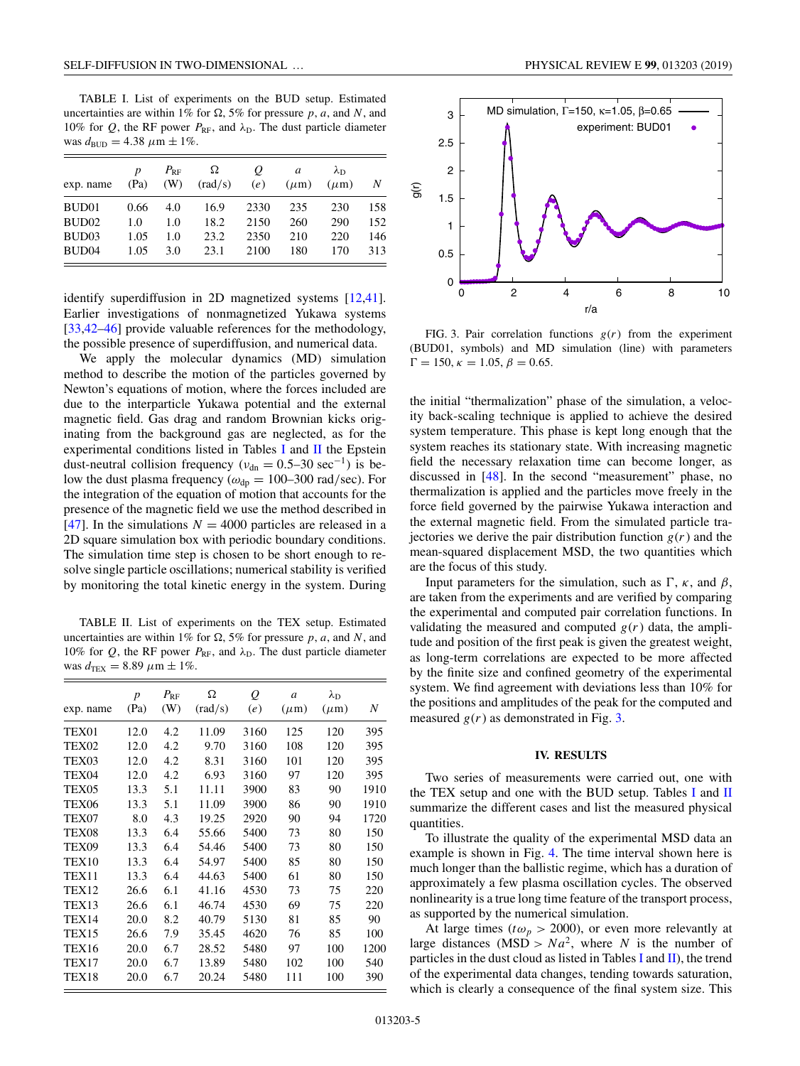TABLE I. List of experiments on the BUD setup. Estimated uncertainties are within 1% for $\Omega$, 5% for pressure $p$, $a$, and $N$, and 10% for $Q$, the RF power $P_{\rm RF}$, and $\lambda_{\rm D}$. The dust particle diameter was $d_{\rm BUD} = 4.38\ \mu$m $\pm$ 1%.

| exp. name | $p$ (Pa) | $P_{\rm RF}$ (W) | $\Omega$ (rad/s) | $Q$ ($e$) | $a$ ($\mu$m) | $\lambda_{\rm D}$ ($\mu$m) | $N$ |
|---|---|---|---|---|---|---|---|
| BUD01 | 0.66 | 4.0 | 16.9 | 2330 | 235 | 230 | 158 |
| BUD02 | 1.0 | 1.0 | 18.2 | 2150 | 260 | 290 | 152 |
| BUD03 | 1.05 | 1.0 | 23.2 | 2350 | 210 | 220 | 146 |
| BUD04 | 1.05 | 3.0 | 23.1 | 2100 | 180 | 170 | 313 |

identify superdiffusion in 2D magnetized systems [12,41]. Earlier investigations of nonmagnetized Yukawa systems [33,42–46] provide valuable references for the methodology, the possible presence of superdiffusion, and numerical data.

We apply the molecular dynamics (MD) simulation method to describe the motion of the particles governed by Newton's equations of motion, where the forces included are due to the interparticle Yukawa potential and the external magnetic field. Gas drag and random Brownian kicks originating from the background gas are neglected, as for the experimental conditions listed in Tables I and II the Epstein dust-neutral collision frequency ($\nu_{\rm dn} = 0.5$–$30$ sec$^{-1}$) is below the dust plasma frequency ($\omega_{\rm dp} = 100$–$300$ rad/sec). For the integration of the equation of motion that accounts for the presence of the magnetic field we use the method described in [47]. In the simulations $N = 4000$ particles are released in a 2D simulation box with periodic boundary conditions. The simulation time step is chosen to be short enough to resolve single particle oscillations; numerical stability is verified by monitoring the total kinetic energy in the system. During the initial "thermalization" phase of the simulation, a velocity back-scaling technique is applied to achieve the desired system temperature. This phase is kept long enough that the system reaches its stationary state. With increasing magnetic field the necessary relaxation time can become longer, as discussed in [48]. In the second "measurement" phase, no thermalization is applied and the particles move freely in the force field governed by the pairwise Yukawa interaction and the external magnetic field. From the simulated particle trajectories we derive the pair distribution function $g(r)$ and the mean-squared displacement MSD, the two quantities which are the focus of this study.

TABLE II. List of experiments on the TEX setup. Estimated uncertainties are within 1% for $\Omega$, 5% for pressure $p$, $a$, and $N$, and 10% for $Q$, the RF power $P_{\rm RF}$, and $\lambda_{\rm D}$. The dust particle diameter was $d_{\rm TEX} = 8.89\ \mu$m $\pm$ 1%.

| exp. name | $p$ (Pa) | $P_{\rm RF}$ (W) | $\Omega$ (rad/s) | $Q$ ($e$) | $a$ ($\mu$m) | $\lambda_{\rm D}$ ($\mu$m) | $N$ |
|---|---|---|---|---|---|---|---|
| TEX01 | 12.0 | 4.2 | 11.09 | 3160 | 125 | 120 | 395 |
| TEX02 | 12.0 | 4.2 | 9.70 | 3160 | 108 | 120 | 395 |
| TEX03 | 12.0 | 4.2 | 8.31 | 3160 | 101 | 120 | 395 |
| TEX04 | 12.0 | 4.2 | 6.93 | 3160 | 97 | 120 | 395 |
| TEX05 | 13.3 | 5.1 | 11.11 | 3900 | 83 | 90 | 1910 |
| TEX06 | 13.3 | 5.1 | 11.09 | 3900 | 86 | 90 | 1910 |
| TEX07 | 8.0 | 4.3 | 19.25 | 2920 | 90 | 94 | 1720 |
| TEX08 | 13.3 | 6.4 | 55.66 | 5400 | 73 | 80 | 150 |
| TEX09 | 13.3 | 6.4 | 54.46 | 5400 | 73 | 80 | 150 |
| TEX10 | 13.3 | 6.4 | 54.97 | 5400 | 85 | 80 | 150 |
| TEX11 | 13.3 | 6.4 | 44.63 | 5400 | 61 | 80 | 150 |
| TEX12 | 26.6 | 6.1 | 41.16 | 4530 | 73 | 75 | 220 |
| TEX13 | 26.6 | 6.1 | 46.74 | 4530 | 69 | 75 | 220 |
| TEX14 | 20.0 | 8.2 | 40.79 | 5130 | 81 | 85 | 90 |
| TEX15 | 26.6 | 7.9 | 35.45 | 4620 | 76 | 85 | 100 |
| TEX16 | 20.0 | 6.7 | 28.52 | 5480 | 97 | 100 | 1200 |
| TEX17 | 20.0 | 6.7 | 13.89 | 5480 | 102 | 100 | 540 |
| TEX18 | 20.0 | 6.7 | 20.24 | 5480 | 111 | 100 | 390 |

FIG. 3. Pair correlation functions $g(r)$ from the experiment (BUD01, symbols) and MD simulation (line) with parameters $\Gamma = 150$, $\kappa = 1.05$, $\beta = 0.65$.

Input parameters for the simulation, such as $\Gamma$, $\kappa$, and $\beta$, are taken from the experiments and are verified by comparing the experimental and computed pair correlation functions. In validating the measured and computed $g(r)$ data, the amplitude and position of the first peak is given the greatest weight, as long-term correlations are expected to be more affected by the finite size and confined geometry of the experimental system. We find agreement with deviations less than 10% for the positions and amplitudes of the peak for the computed and measured $g(r)$ as demonstrated in Fig. 3.

## IV. RESULTS

Two series of measurements were carried out, one with the TEX setup and one with the BUD setup. Tables I and II summarize the different cases and list the measured physical quantities.

To illustrate the quality of the experimental MSD data an example is shown in Fig. 4. The time interval shown here is much longer than the ballistic regime, which has a duration of approximately a few plasma oscillation cycles. The observed nonlinearity is a true long time feature of the transport process, as supported by the numerical simulation.

At large times ($t\omega_p > 2000$), or even more relevantly at large distances (MSD $> Na^2$, where $N$ is the number of particles in the dust cloud as listed in Tables I and II), the trend of the experimental data changes, tending towards saturation, which is clearly a consequence of the final system size. This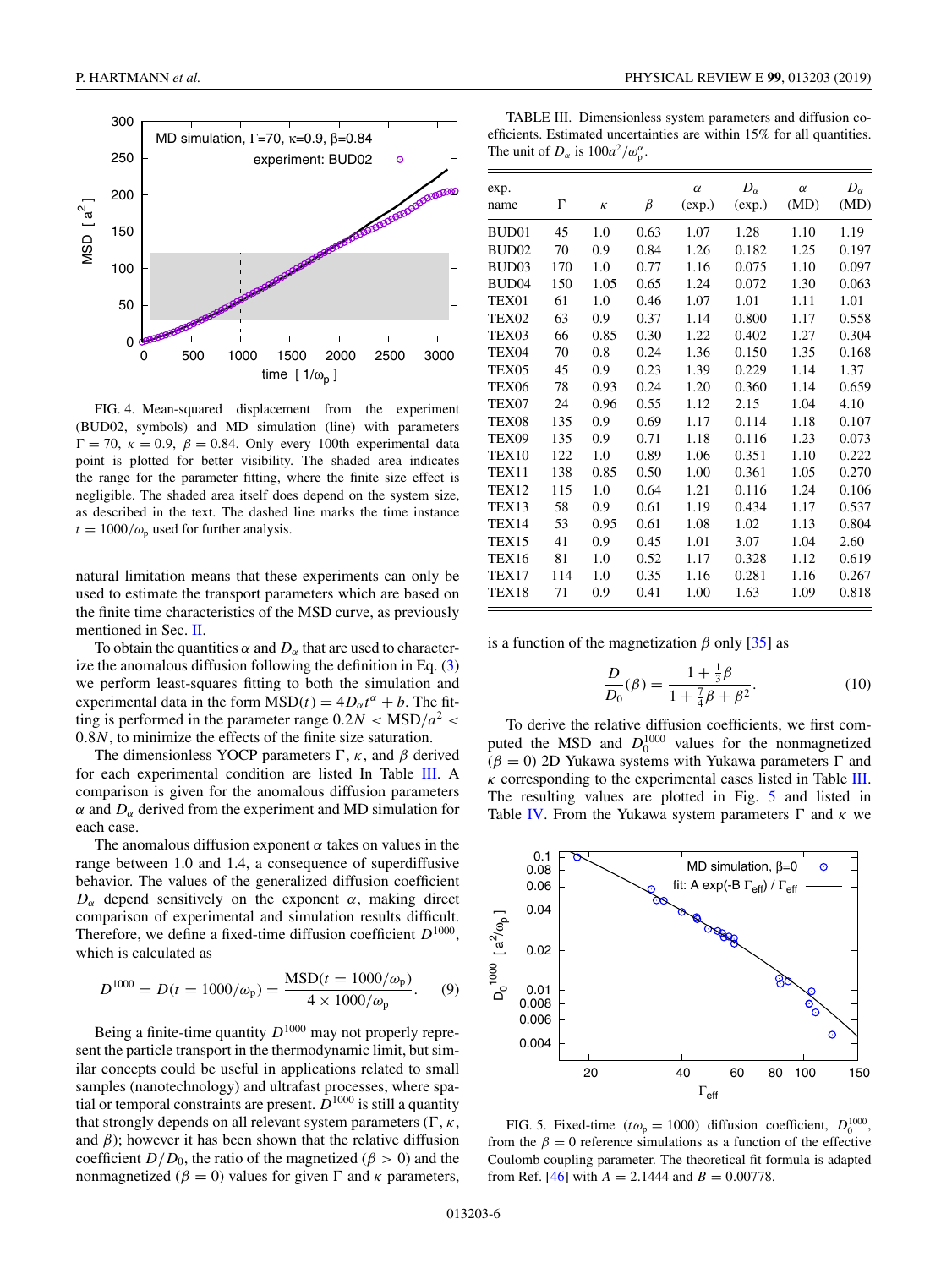FIG. 4. Mean-squared displacement from the experiment (BUD02, symbols) and MD simulation (line) with parameters $\Gamma = 70$, $\kappa = 0.9$, $\beta = 0.84$. Only every 100th experimental data point is plotted for better visibility. The shaded area indicates the range for the parameter fitting, where the finite size effect is negligible. The shaded area itself does depend on the system size, as described in the text. The dashed line marks the time instance $t = 1000/\omega_p$ used for further analysis.

natural limitation means that these experiments can only be used to estimate the transport parameters which are based on the finite time characteristics of the MSD curve, as previously mentioned in Sec. II.

To obtain the quantities $\alpha$ and $D_\alpha$ that are used to characterize the anomalous diffusion following the definition in Eq. (3) we perform least-squares fitting to both the simulation and experimental data in the form $\mathrm{MSD}(t) = 4D_\alpha t^\alpha + b$. The fitting is performed in the parameter range $0.2N < \mathrm{MSD}/a^2 < 0.8N$, to minimize the effects of the finite size saturation.

The dimensionless YOCP parameters $\Gamma$, $\kappa$, and $\beta$ derived for each experimental condition are listed In Table III. A comparison is given for the anomalous diffusion parameters $\alpha$ and $D_\alpha$ derived from the experiment and MD simulation for each case.

The anomalous diffusion exponent $\alpha$ takes on values in the range between 1.0 and 1.4, a consequence of superdiffusive behavior. The values of the generalized diffusion coefficient $D_\alpha$ depend sensitively on the exponent $\alpha$, making direct comparison of experimental and simulation results difficult. Therefore, we define a fixed-time diffusion coefficient $D^{1000}$, which is calculated as

$$D^{1000} = D(t = 1000/\omega_p) = \frac{\mathrm{MSD}(t = 1000/\omega_p)}{4 \times 1000/\omega_p}. \quad (9)$$

Being a finite-time quantity $D^{1000}$ may not properly represent the particle transport in the thermodynamic limit, but similar concepts could be useful in applications related to small samples (nanotechnology) and ultrafast processes, where spatial or temporal constraints are present. $D^{1000}$ is still a quantity that strongly depends on all relevant system parameters ($\Gamma$, $\kappa$, and $\beta$); however it has been shown that the relative diffusion coefficient $D/D_0$, the ratio of the magnetized ($\beta > 0$) and the nonmagnetized ($\beta = 0$) values for given $\Gamma$ and $\kappa$ parameters, is a function of the magnetization $\beta$ only [35] as

$$\frac{D}{D_0}(\beta) = \frac{1 + \frac{1}{3}\beta}{1 + \frac{7}{4}\beta + \beta^2}. \quad (10)$$

To derive the relative diffusion coefficients, we first computed the MSD and $D_0^{1000}$ values for the nonmagnetized ($\beta = 0$) 2D Yukawa systems with Yukawa parameters $\Gamma$ and $\kappa$ corresponding to the experimental cases listed in Table III. The resulting values are plotted in Fig. 5 and listed in Table IV. From the Yukawa system parameters $\Gamma$ and $\kappa$ we

TABLE III. Dimensionless system parameters and diffusion coefficients. Estimated uncertainties are within 15% for all quantities. The unit of $D_\alpha$ is $100a^2/\omega_p^\alpha$.

| exp. name | $\Gamma$ | $\kappa$ | $\beta$ | $\alpha$ (exp.) | $D_\alpha$ (exp.) | $\alpha$ (MD) | $D_\alpha$ (MD) |
|---|---|---|---|---|---|---|---|
| BUD01 | 45 | 1.0 | 0.63 | 1.07 | 1.28 | 1.10 | 1.19 |
| BUD02 | 70 | 0.9 | 0.84 | 1.26 | 0.182 | 1.25 | 0.197 |
| BUD03 | 170 | 1.0 | 0.77 | 1.16 | 0.075 | 1.10 | 0.097 |
| BUD04 | 150 | 1.05 | 0.65 | 1.24 | 0.072 | 1.30 | 0.063 |
| TEX01 | 61 | 1.0 | 0.46 | 1.07 | 1.01 | 1.11 | 1.01 |
| TEX02 | 63 | 0.9 | 0.37 | 1.14 | 0.800 | 1.17 | 0.558 |
| TEX03 | 66 | 0.85 | 0.30 | 1.22 | 0.402 | 1.27 | 0.304 |
| TEX04 | 70 | 0.8 | 0.24 | 1.36 | 0.150 | 1.35 | 0.168 |
| TEX05 | 45 | 0.9 | 0.23 | 1.39 | 0.229 | 1.14 | 1.37 |
| TEX06 | 78 | 0.93 | 0.24 | 1.20 | 0.360 | 1.14 | 0.659 |
| TEX07 | 24 | 0.96 | 0.55 | 1.12 | 2.15 | 1.04 | 4.10 |
| TEX08 | 135 | 0.9 | 0.69 | 1.17 | 0.114 | 1.18 | 0.107 |
| TEX09 | 135 | 0.9 | 0.71 | 1.18 | 0.116 | 1.23 | 0.073 |
| TEX10 | 122 | 1.0 | 0.89 | 1.06 | 0.351 | 1.10 | 0.222 |
| TEX11 | 138 | 0.85 | 0.50 | 1.00 | 0.361 | 1.05 | 0.270 |
| TEX12 | 115 | 1.0 | 0.64 | 1.21 | 0.116 | 1.24 | 0.106 |
| TEX13 | 58 | 0.9 | 0.61 | 1.19 | 0.434 | 1.17 | 0.537 |
| TEX14 | 53 | 0.95 | 0.61 | 1.08 | 1.02 | 1.13 | 0.804 |
| TEX15 | 41 | 0.9 | 0.45 | 1.01 | 3.07 | 1.04 | 2.60 |
| TEX16 | 81 | 1.0 | 0.52 | 1.17 | 0.328 | 1.12 | 0.619 |
| TEX17 | 114 | 1.0 | 0.35 | 1.16 | 0.281 | 1.16 | 0.267 |
| TEX18 | 71 | 0.9 | 0.41 | 1.00 | 1.63 | 1.09 | 0.818 |

FIG. 5. Fixed-time ($t\omega_p = 1000$) diffusion coefficient, $D_0^{1000}$, from the $\beta = 0$ reference simulations as a function of the effective Coulomb coupling parameter. The theoretical fit formula is adapted from Ref. [46] with $A = 2.1444$ and $B = 0.00778$.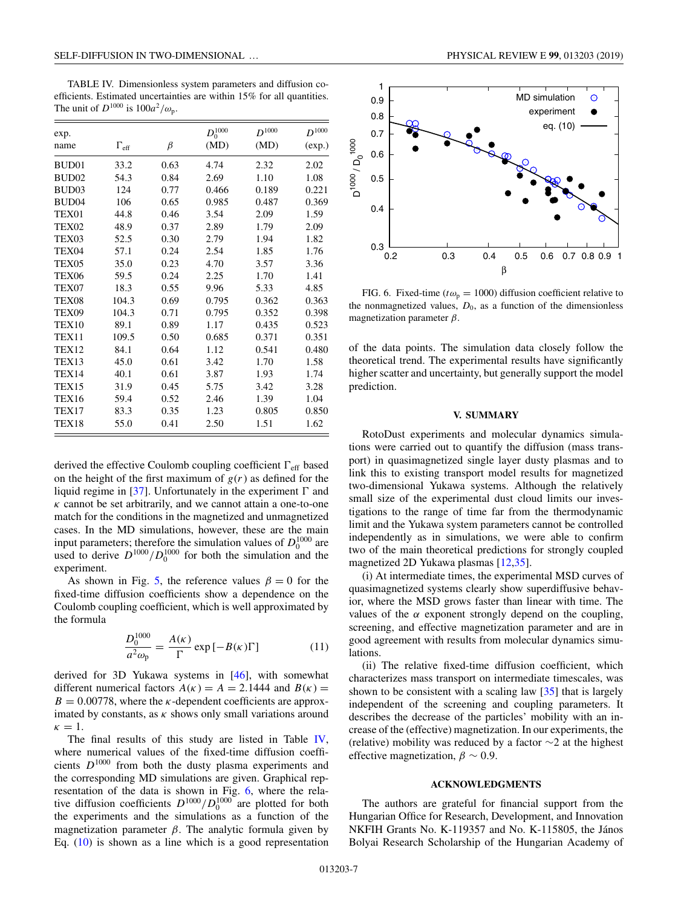TABLE IV. Dimensionless system parameters and diffusion coefficients. Estimated uncertainties are within 15% for all quantities. The unit of $D^{1000}$ is $100a^2/\omega_p$.

| exp. name | $\Gamma_{eff}$ | $\beta$ | $D_0^{1000}$ (MD) | $D^{1000}$ (MD) | $D^{1000}$ (exp.) |
|---|---|---|---|---|---|
| BUD01 | 33.2 | 0.63 | 4.74 | 2.32 | 2.02 |
| BUD02 | 54.3 | 0.84 | 2.69 | 1.10 | 1.08 |
| BUD03 | 124 | 0.77 | 0.466 | 0.189 | 0.221 |
| BUD04 | 106 | 0.65 | 0.985 | 0.487 | 0.369 |
| TEX01 | 44.8 | 0.46 | 3.54 | 2.09 | 1.59 |
| TEX02 | 48.9 | 0.37 | 2.89 | 1.79 | 2.09 |
| TEX03 | 52.5 | 0.30 | 2.79 | 1.94 | 1.82 |
| TEX04 | 57.1 | 0.24 | 2.54 | 1.85 | 1.76 |
| TEX05 | 35.0 | 0.23 | 4.70 | 3.57 | 3.36 |
| TEX06 | 59.5 | 0.24 | 2.25 | 1.70 | 1.41 |
| TEX07 | 18.3 | 0.55 | 9.96 | 5.33 | 4.85 |
| TEX08 | 104.3 | 0.69 | 0.795 | 0.362 | 0.363 |
| TEX09 | 104.3 | 0.71 | 0.795 | 0.352 | 0.398 |
| TEX10 | 89.1 | 0.89 | 1.17 | 0.435 | 0.523 |
| TEX11 | 109.5 | 0.50 | 0.685 | 0.371 | 0.351 |
| TEX12 | 84.1 | 0.64 | 1.12 | 0.541 | 0.480 |
| TEX13 | 45.0 | 0.61 | 3.42 | 1.70 | 1.58 |
| TEX14 | 40.1 | 0.61 | 3.87 | 1.93 | 1.74 |
| TEX15 | 31.9 | 0.45 | 5.75 | 3.42 | 3.28 |
| TEX16 | 59.4 | 0.52 | 2.46 | 1.39 | 1.04 |
| TEX17 | 83.3 | 0.35 | 1.23 | 0.805 | 0.850 |
| TEX18 | 55.0 | 0.41 | 2.50 | 1.51 | 1.62 |

derived the effective Coulomb coupling coefficient $\Gamma_{eff}$ based on the height of the first maximum of $g(r)$ as defined for the liquid regime in [37]. Unfortunately in the experiment $\Gamma$ and $\kappa$ cannot be set arbitrarily, and we cannot attain a one-to-one match for the conditions in the magnetized and unmagnetized cases. In the MD simulations, however, these are the main input parameters; therefore the simulation values of $D_0^{1000}$ are used to derive $D^{1000}/D_0^{1000}$ for both the simulation and the experiment.

As shown in Fig. 5, the reference values $\beta = 0$ for the fixed-time diffusion coefficients show a dependence on the Coulomb coupling coefficient, which is well approximated by the formula

$$\frac{D_0^{1000}}{a^2\omega_p} = \frac{A(\kappa)}{\Gamma}\exp\left[-B(\kappa)\Gamma\right] \tag{11}$$

derived for 3D Yukawa systems in [46], with somewhat different numerical factors $A(\kappa) = A = 2.1444$ and $B(\kappa) = B = 0.00778$, where the $\kappa$-dependent coefficients are approximated by constants, as $\kappa$ shows only small variations around $\kappa = 1$.

The final results of this study are listed in Table IV, where numerical values of the fixed-time diffusion coefficients $D^{1000}$ from both the dusty plasma experiments and the corresponding MD simulations are given. Graphical representation of the data is shown in Fig. 6, where the relative diffusion coefficients $D^{1000}/D_0^{1000}$ are plotted for both the experiments and the simulations as a function of the magnetization parameter $\beta$. The analytic formula given by Eq. (10) is shown as a line which is a good representation of the data points. The simulation data closely follow the theoretical trend. The experimental results have significantly higher scatter and uncertainty, but generally support the model prediction.

FIG. 6. Fixed-time ($t\omega_p = 1000$) diffusion coefficient relative to the nonmagnetized values, $D_0$, as a function of the dimensionless magnetization parameter $\beta$.

## V. SUMMARY

RotoDust experiments and molecular dynamics simulations were carried out to quantify the diffusion (mass transport) in quasimagnetized single layer dusty plasmas and to link this to existing transport model results for magnetized two-dimensional Yukawa systems. Although the relatively small size of the experimental dust cloud limits our investigations to the range of time far from the thermodynamic limit and the Yukawa system parameters cannot be controlled independently as in simulations, we were able to confirm two of the main theoretical predictions for strongly coupled magnetized 2D Yukawa plasmas [12,35].

(i) At intermediate times, the experimental MSD curves of quasimagnetized systems clearly show superdiffusive behavior, where the MSD grows faster than linear with time. The values of the $\alpha$ exponent strongly depend on the coupling, screening, and effective magnetization parameter and are in good agreement with results from molecular dynamics simulations.

(ii) The relative fixed-time diffusion coefficient, which characterizes mass transport on intermediate timescales, was shown to be consistent with a scaling law [35] that is largely independent of the screening and coupling parameters. It describes the decrease of the particles' mobility with an increase of the (effective) magnetization. In our experiments, the (relative) mobility was reduced by a factor ∼2 at the highest effective magnetization, $\beta \sim 0.9$.

## ACKNOWLEDGMENTS

The authors are grateful for financial support from the Hungarian Office for Research, Development, and Innovation NKFIH Grants No. K-119357 and No. K-115805, the János Bolyai Research Scholarship of the Hungarian Academy of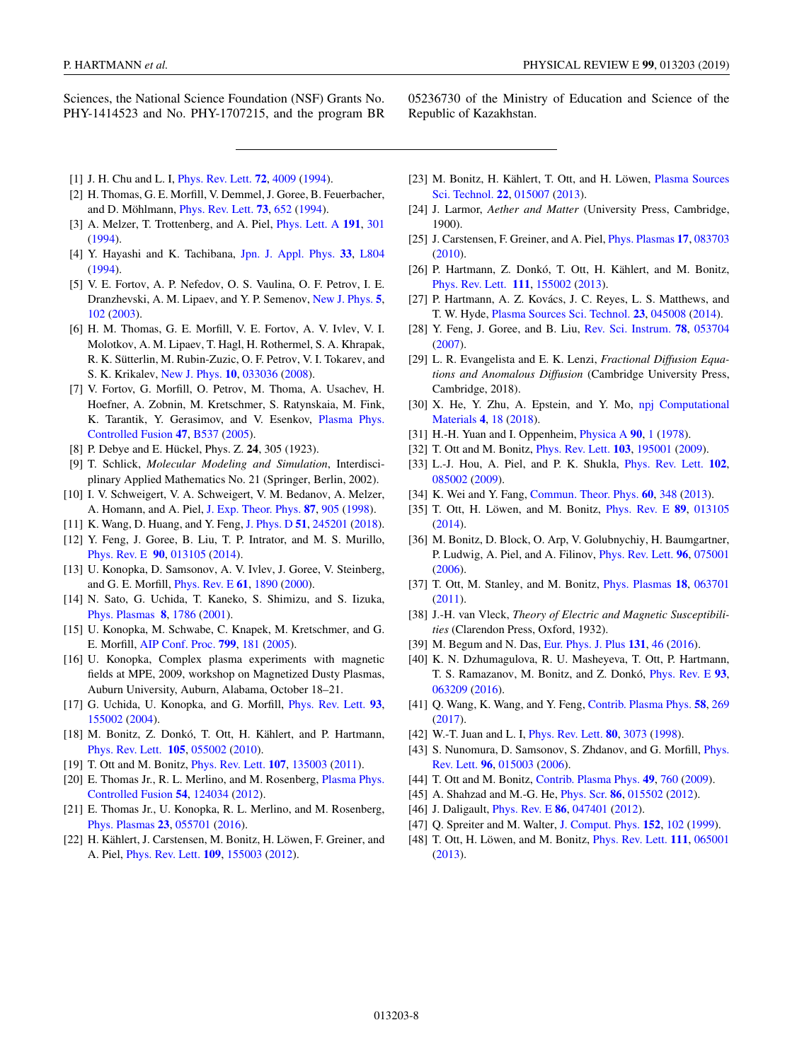Sciences, the National Science Foundation (NSF) Grants No. PHY-1414523 and No. PHY-1707215, and the program BR 05236730 of the Ministry of Education and Science of the Republic of Kazakhstan.

---

[1] J. H. Chu and L. I, Phys. Rev. Lett. **72**, 4009 (1994).

[2] H. Thomas, G. E. Morfill, V. Demmel, J. Goree, B. Feuerbacher, and D. Möhlmann, Phys. Rev. Lett. **73**, 652 (1994).

[3] A. Melzer, T. Trottenberg, and A. Piel, Phys. Lett. A **191**, 301 (1994).

[4] Y. Hayashi and K. Tachibana, Jpn. J. Appl. Phys. **33**, L804 (1994).

[5] V. E. Fortov, A. P. Nefedov, O. S. Vaulina, O. F. Petrov, I. E. Dranzhevski, A. M. Lipaev, and Y. P. Semenov, New J. Phys. **5**, 102 (2003).

[6] H. M. Thomas, G. E. Morfill, V. E. Fortov, A. V. Ivlev, V. I. Molotkov, A. M. Lipaev, T. Hagl, H. Rothermel, S. A. Khrapak, R. K. Sütterlin, M. Rubin-Zuzic, O. F. Petrov, V. I. Tokarev, and S. K. Krikalev, New J. Phys. **10**, 033036 (2008).

[7] V. Fortov, G. Morfill, O. Petrov, M. Thoma, A. Usachev, H. Hoefner, A. Zobnin, M. Kretschmer, S. Ratynskaia, M. Fink, K. Tarantik, Y. Gerasimov, and V. Esenkov, Plasma Phys. Controlled Fusion **47**, B537 (2005).

[8] P. Debye and E. Hückel, Phys. Z. **24**, 305 (1923).

[9] T. Schlick, *Molecular Modeling and Simulation*, Interdisciplinary Applied Mathematics No. 21 (Springer, Berlin, 2002).

[10] I. V. Schweigert, V. A. Schweigert, V. M. Bedanov, A. Melzer, A. Homann, and A. Piel, J. Exp. Theor. Phys. **87**, 905 (1998).

[11] K. Wang, D. Huang, and Y. Feng, J. Phys. D **51**, 245201 (2018).

[12] Y. Feng, J. Goree, B. Liu, T. P. Intrator, and M. S. Murillo, Phys. Rev. E **90**, 013105 (2014).

[13] U. Konopka, D. Samsonov, A. V. Ivlev, J. Goree, V. Steinberg, and G. E. Morfill, Phys. Rev. E **61**, 1890 (2000).

[14] N. Sato, G. Uchida, T. Kaneko, S. Shimizu, and S. Iizuka, Phys. Plasmas **8**, 1786 (2001).

[15] U. Konopka, M. Schwabe, C. Knapek, M. Kretschmer, and G. E. Morfill, AIP Conf. Proc. **799**, 181 (2005).

[16] U. Konopka, Complex plasma experiments with magnetic fields at MPE, 2009, workshop on Magnetized Dusty Plasmas, Auburn University, Auburn, Alabama, October 18–21.

[17] G. Uchida, U. Konopka, and G. Morfill, Phys. Rev. Lett. **93**, 155002 (2004).

[18] M. Bonitz, Z. Donkó, T. Ott, H. Kählert, and P. Hartmann, Phys. Rev. Lett. **105**, 055002 (2010).

[19] T. Ott and M. Bonitz, Phys. Rev. Lett. **107**, 135003 (2011).

[20] E. Thomas Jr., R. L. Merlino, and M. Rosenberg, Plasma Phys. Controlled Fusion **54**, 124034 (2012).

[21] E. Thomas Jr., U. Konopka, R. L. Merlino, and M. Rosenberg, Phys. Plasmas **23**, 055701 (2016).

[22] H. Kählert, J. Carstensen, M. Bonitz, H. Löwen, F. Greiner, and A. Piel, Phys. Rev. Lett. **109**, 155003 (2012).

[23] M. Bonitz, H. Kählert, T. Ott, and H. Löwen, Plasma Sources Sci. Technol. **22**, 015007 (2013).

[24] J. Larmor, *Aether and Matter* (University Press, Cambridge, 1900).

[25] J. Carstensen, F. Greiner, and A. Piel, Phys. Plasmas **17**, 083703 (2010).

[26] P. Hartmann, Z. Donkó, T. Ott, H. Kählert, and M. Bonitz, Phys. Rev. Lett. **111**, 155002 (2013).

[27] P. Hartmann, A. Z. Kovács, J. C. Reyes, L. S. Matthews, and T. W. Hyde, Plasma Sources Sci. Technol. **23**, 045008 (2014).

[28] Y. Feng, J. Goree, and B. Liu, Rev. Sci. Instrum. **78**, 053704 (2007).

[29] L. R. Evangelista and E. K. Lenzi, *Fractional Diffusion Equations and Anomalous Diffusion* (Cambridge University Press, Cambridge, 2018).

[30] X. He, Y. Zhu, A. Epstein, and Y. Mo, npj Computational Materials **4**, 18 (2018).

[31] H.-H. Yuan and I. Oppenheim, Physica A **90**, 1 (1978).

[32] T. Ott and M. Bonitz, Phys. Rev. Lett. **103**, 195001 (2009).

[33] L.-J. Hou, A. Piel, and P. K. Shukla, Phys. Rev. Lett. **102**, 085002 (2009).

[34] K. Wei and Y. Fang, Commun. Theor. Phys. **60**, 348 (2013).

[35] T. Ott, H. Löwen, and M. Bonitz, Phys. Rev. E **89**, 013105 (2014).

[36] M. Bonitz, D. Block, O. Arp, V. Golubnychiy, H. Baumgartner, P. Ludwig, A. Piel, and A. Filinov, Phys. Rev. Lett. **96**, 075001 (2006).

[37] T. Ott, M. Stanley, and M. Bonitz, Phys. Plasmas **18**, 063701 (2011).

[38] J.-H. van Vleck, *Theory of Electric and Magnetic Susceptibilities* (Clarendon Press, Oxford, 1932).

[39] M. Begum and N. Das, Eur. Phys. J. Plus **131**, 46 (2016).

[40] K. N. Dzhumagulova, R. U. Masheyeva, T. Ott, P. Hartmann, T. S. Ramazanov, M. Bonitz, and Z. Donkó, Phys. Rev. E **93**, 063209 (2016).

[41] Q. Wang, K. Wang, and Y. Feng, Contrib. Plasma Phys. **58**, 269 (2017).

[42] W.-T. Juan and L. I, Phys. Rev. Lett. **80**, 3073 (1998).

[43] S. Nunomura, D. Samsonov, S. Zhdanov, and G. Morfill, Phys. Rev. Lett. **96**, 015003 (2006).

[44] T. Ott and M. Bonitz, Contrib. Plasma Phys. **49**, 760 (2009).

[45] A. Shahzad and M.-G. He, Phys. Scr. **86**, 015502 (2012).

[46] J. Daligault, Phys. Rev. E **86**, 047401 (2012).

[47] Q. Spreiter and M. Walter, J. Comput. Phys. **152**, 102 (1999).

[48] T. Ott, H. Löwen, and M. Bonitz, Phys. Rev. Lett. **111**, 065001 (2013).